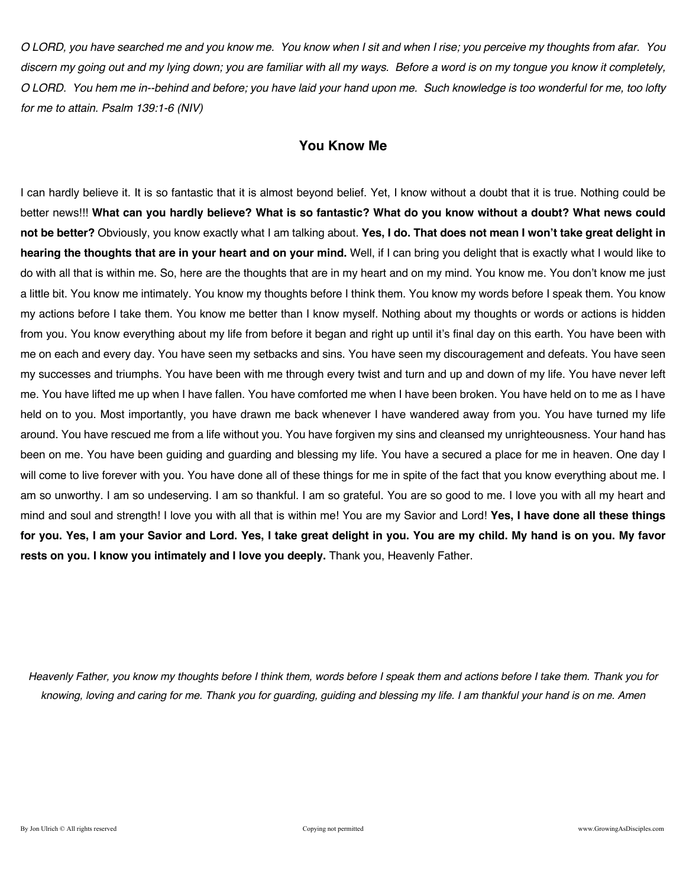*O LORD, you have searched me and you know me. You know when I sit and when I rise; you perceive my thoughts from afar. You discern my going out and my lying down; you are familiar with all my ways. Before a word is on my tongue you know it completely, O LORD. You hem me in--behind and before; you have laid your hand upon me. Such knowledge is too wonderful for me, too lofty for me to attain. Psalm 139:1-6 (NIV)*

## You Know Me

I can hardly believe it. It is so fantastic that it is almost beyond belief. Yet, I know without a doubt that it is true. Nothing could be better news!!! **What can you hardly believe? What is so fantastic? What do you know without a doubt? What news could not be better?** Obviously, you know exactly what I am talking about. **Yes, I do. That does not mean I won't take great delight in hearing the thoughts that are in your heart and on your mind.** Well, if I can bring you delight that is exactly what I would like to do with all that is within me. So, here are the thoughts that are in my heart and on my mind. You know me. You don't know me just a little bit. You know me intimately. You know my thoughts before I think them. You know my words before I speak them. You know my actions before I take them. You know me better than I know myself. Nothing about my thoughts or words or actions is hidden from you. You know everything about my life from before it began and right up until it's final day on this earth. You have been with me on each and every day. You have seen my setbacks and sins. You have seen my discouragement and defeats. You have seen my successes and triumphs. You have been with me through every twist and turn and up and down of my life. You have never left me. You have lifted me up when I have fallen. You have comforted me when I have been broken. You have held on to me as I have held on to you. Most importantly, you have drawn me back whenever I have wandered away from you. You have turned my life around. You have rescued me from a life without you. You have forgiven my sins and cleansed my unrighteousness. Your hand has been on me. You have been guiding and guarding and blessing my life. You have a secured a place for me in heaven. One day I will come to live forever with you. You have done all of these things for me in spite of the fact that you know everything about me. I am so unworthy. I am so undeserving. I am so thankful. I am so grateful. You are so good to me. I love you with all my heart and mind and soul and strength! I love you with all that is within me! You are my Savior and Lord! **Yes, I have done all these things for you. Yes, I am your Savior and Lord. Yes, I take great delight in you. You are my child. My hand is on you. My favor rests on you. I know you intimately and I love you deeply.** Thank you, Heavenly Father.

*Heavenly Father, you know my thoughts before I think them, words before I speak them and actions before I take them. Thank you for knowing, loving and caring for me. Thank you for guarding, guiding and blessing my life. I am thankful your hand is on me. Amen*

By Jon Ulrich © All rights reserved Copying not permitted www.GrowingAsDisciples.com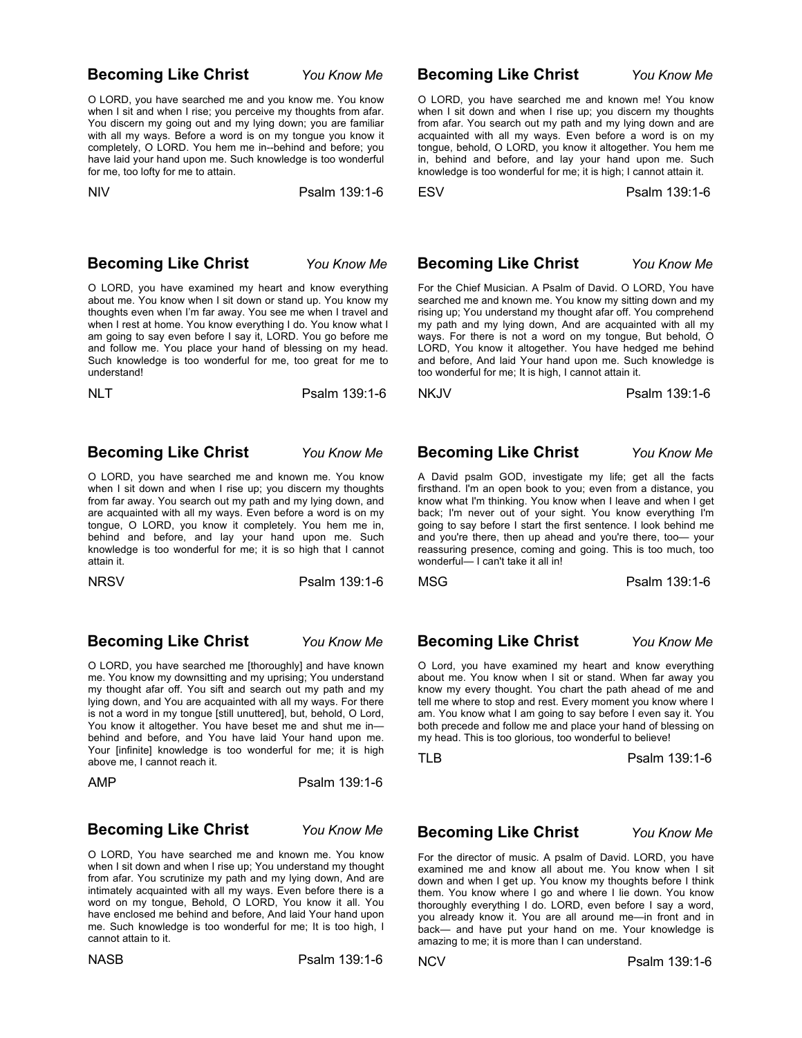## Becoming Like Christ *You Know Me*

O LORD, you have searched me and you know me. You know when I sit and when I rise; you perceive my thoughts from afar. You discern my going out and my lying down; you are familiar with all my ways. Before a word is on my tongue you know it completely, O LORD. You hem me in--behind and before; you have laid your hand upon me. Such knowledge is too wonderful for me, too lofty for me to attain.

NIV Psalm 139:1-6

## Becoming Like Christ *You Know Me*

O LORD, you have searched me and known me! You know when I sit down and when I rise up; you discern my thoughts from afar. You search out my path and my lying down and are acquainted with all my ways. Even before a word is on my tongue, behold, O LORD, you know it altogether. You hem me in, behind and before, and lay your hand upon me. Such knowledge is too wonderful for me; it is high; I cannot attain it.

ESV Psalm 139:1-6

## Becoming Like Christ *You Know Me*

O LORD, you have examined my heart and know everything about me. You know when I sit down or stand up. You know my thoughts even when I'm far away. You see me when I travel and when I rest at home. You know everything I do. You know what I am going to say even before I say it, LORD. You go before me and follow me. You place your hand of blessing on my head. Such knowledge is too wonderful for me, too great for me to understand!

NLT Psalm 139:1-6

## Becoming Like Christ *You Know Me*

For the Chief Musician. A Psalm of David. O LORD, You have searched me and known me. You know my sitting down and my rising up; You understand my thought afar off. You comprehend my path and my lying down, And are acquainted with all my ways. For there is not a word on my tongue, But behold, O LORD, You know it altogether. You have hedged me behind and before, And laid Your hand upon me. Such knowledge is too wonderful for me; It is high, I cannot attain it.

NKJV Psalm 139:1-6

## Becoming Like Christ *You Know Me*

O LORD, you have searched me and known me. You know when I sit down and when I rise up; you discern my thoughts from far away. You search out my path and my lying down, and are acquainted with all my ways. Even before a word is on my tongue, O LORD, you know it completely. You hem me in, behind and before, and lay your hand upon me. Such knowledge is too wonderful for me; it is so high that I cannot attain it.

NRSV Psalm 139:1-6

## Becoming Like Christ *You Know Me*

A David psalm GOD, investigate my life; get all the facts firsthand. I'm an open book to you; even from a distance, you know what I'm thinking. You know when I leave and when I get back; I'm never out of your sight. You know everything I'm going to say before I start the first sentence. I look behind me and you're there, then up ahead and you're there, too— your reassuring presence, coming and going. This is too much, too wonderful— I can't take it all in!

MSG Psalm 139:1-6

## Becoming Like Christ *You Know Me*

O LORD, you have searched me [thoroughly] and have known me. You know my downsitting and my uprising; You understand my thought afar off. You sift and search out my path and my lying down, and You are acquainted with all my ways. For there is not a word in my tongue [still unuttered], but, behold, O Lord, You know it altogether. You have beset me and shut me in— behind and before, and You have laid Your hand upon me. Your [infinite] knowledge is too wonderful for me; it is high above me, I cannot reach it.

AMP Psalm 139:1-6

## Becoming Like Christ *You Know Me*

O Lord, you have examined my heart and know everything about me. You know when I sit or stand. When far away you know my every thought. You chart the path ahead of me and tell me where to stop and rest. Every moment you know where I am. You know what I am going to say before I even say it. You both precede and follow me and place your hand of blessing on my head. This is too glorious, too wonderful to believe!

TLB Psalm 139:1-6

## Becoming Like Christ *You Know Me*

O LORD, You have searched me and known me. You know when I sit down and when I rise up; You understand my thought from afar. You scrutinize my path and my lying down, And are intimately acquainted with all my ways. Even before there is a word on my tongue, Behold, O LORD, You know it all. You have enclosed me behind and before, And laid Your hand upon me. Such knowledge is too wonderful for me; It is too high, I cannot attain to it.

NASB Psalm 139:1-6

## Becoming Like Christ *You Know Me*

For the director of music. A psalm of David. LORD, you have examined me and know all about me. You know when I sit down and when I get up. You know my thoughts before I think them. You know where I go and where I lie down. You know thoroughly everything I do. LORD, even before I say a word, you already know it. You are all around me—in front and in back— and have put your hand on me. Your knowledge is amazing to me; it is more than I can understand.

NCV Psalm 139:1-6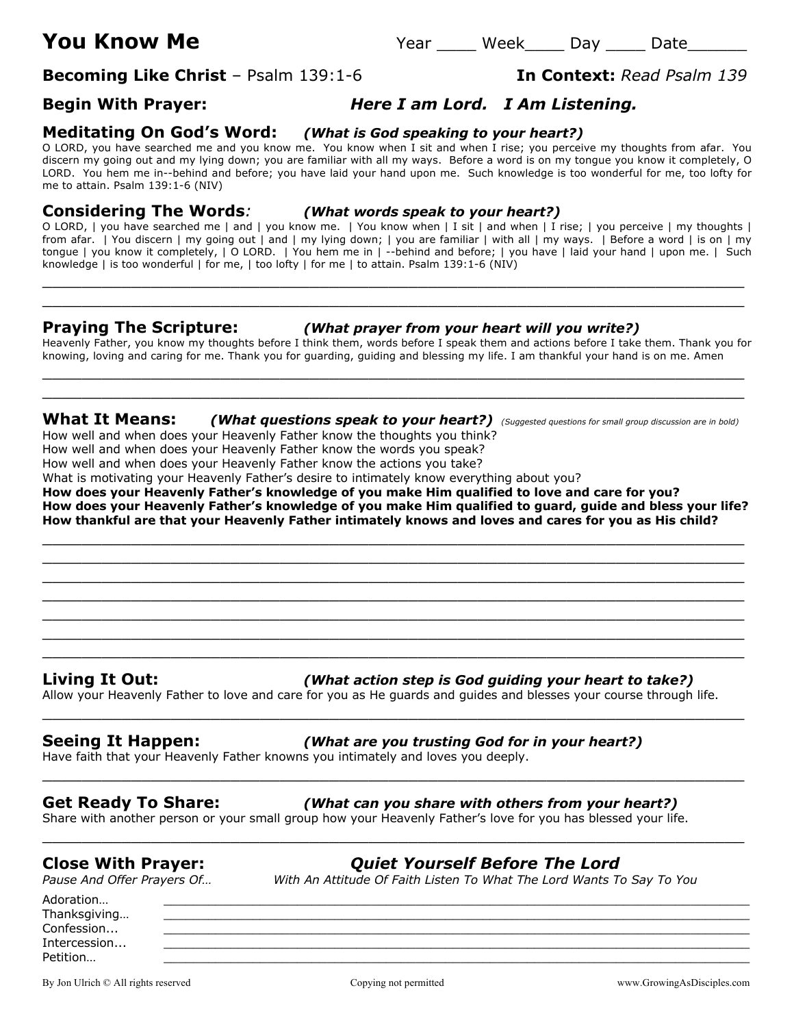# You Know Me

Year ____ Week____ Day ____ Date______

**Becoming Like Christ** – Psalm 139:1-6 **In Context:** *Read Psalm 139*

## Begin With Prayer: *Here I am Lord. I Am Listening.*

## Meditating On God's Word: *(What is God speaking to your heart?)*

O LORD, you have searched me and you know me. You know when I sit and when I rise; you perceive my thoughts from afar. You discern my going out and my lying down; you are familiar with all my ways. Before a word is on my tongue you know it completely, O LORD. You hem me in--behind and before; you have laid your hand upon me. Such knowledge is too wonderful for me, too lofty for me to attain. Psalm 139:1-6 (NIV)

## Considering The Words: *(What words speak to your heart?)*

O LORD, | you have searched me | and | you know me. | You know when | I sit | and when | I rise; | you perceive | my thoughts | from afar. | You discern | my going out | and | my lying down; | you are familiar | with all | my ways. | Before a word | is on | my tongue | you know it completely, | O LORD. | You hem me in | --behind and before; | you have | laid your hand | upon me. | Such knowledge | is too wonderful | for me, | too lofty | for me | to attain. Psalm 139:1-6 (NIV)

______________________________________________________________________

______________________________________________________________________

## Praying The Scripture: *(What prayer from your heart will you write?)*

Heavenly Father, you know my thoughts before I think them, words before I speak them and actions before I take them. Thank you for knowing, loving and caring for me. Thank you for guarding, guiding and blessing my life. I am thankful your hand is on me. Amen

______________________________________________________________________

______________________________________________________________________

## What It Means: *(What questions speak to your heart?)* *(Suggested questions for small group discussion are in bold)*

How well and when does your Heavenly Father know the thoughts you think?
How well and when does your Heavenly Father know the words you speak?
How well and when does your Heavenly Father know the actions you take?
What is motivating your Heavenly Father's desire to intimately know everything about you?
**How does your Heavenly Father's knowledge of you make Him qualified to love and care for you?**
**How does your Heavenly Father's knowledge of you make Him qualified to guard, guide and bless your life?**
**How thankful are that your Heavenly Father intimately knows and loves and cares for you as His child?**

______________________________________________________________________

______________________________________________________________________

______________________________________________________________________

______________________________________________________________________

______________________________________________________________________

______________________________________________________________________

______________________________________________________________________

## Living It Out: *(What action step is God guiding your heart to take?)*

Allow your Heavenly Father to love and care for you as He guards and guides and blesses your course through life.

______________________________________________________________________

## Seeing It Happen: *(What are you trusting God for in your heart?)*

Have faith that your Heavenly Father knowns you intimately and loves you deeply.

______________________________________________________________________

## Get Ready To Share: *(What can you share with others from your heart?)*

Share with another person or your small group how your Heavenly Father's love for you has blessed your life.

______________________________________________________________________

## Close With Prayer: *Quiet Yourself Before The Lord*

*Pause And Offer Prayers Of…* *With An Attitude Of Faith Listen To What The Lord Wants To Say To You*

Adoration… ______________________________________________________

Thanksgiving… ______________________________________________________

Confession... ______________________________________________________

Intercession... ______________________________________________________

Petition… ______________________________________________________

By Jon Ulrich © All rights reserved Copying not permitted www.GrowingAsDisciples.com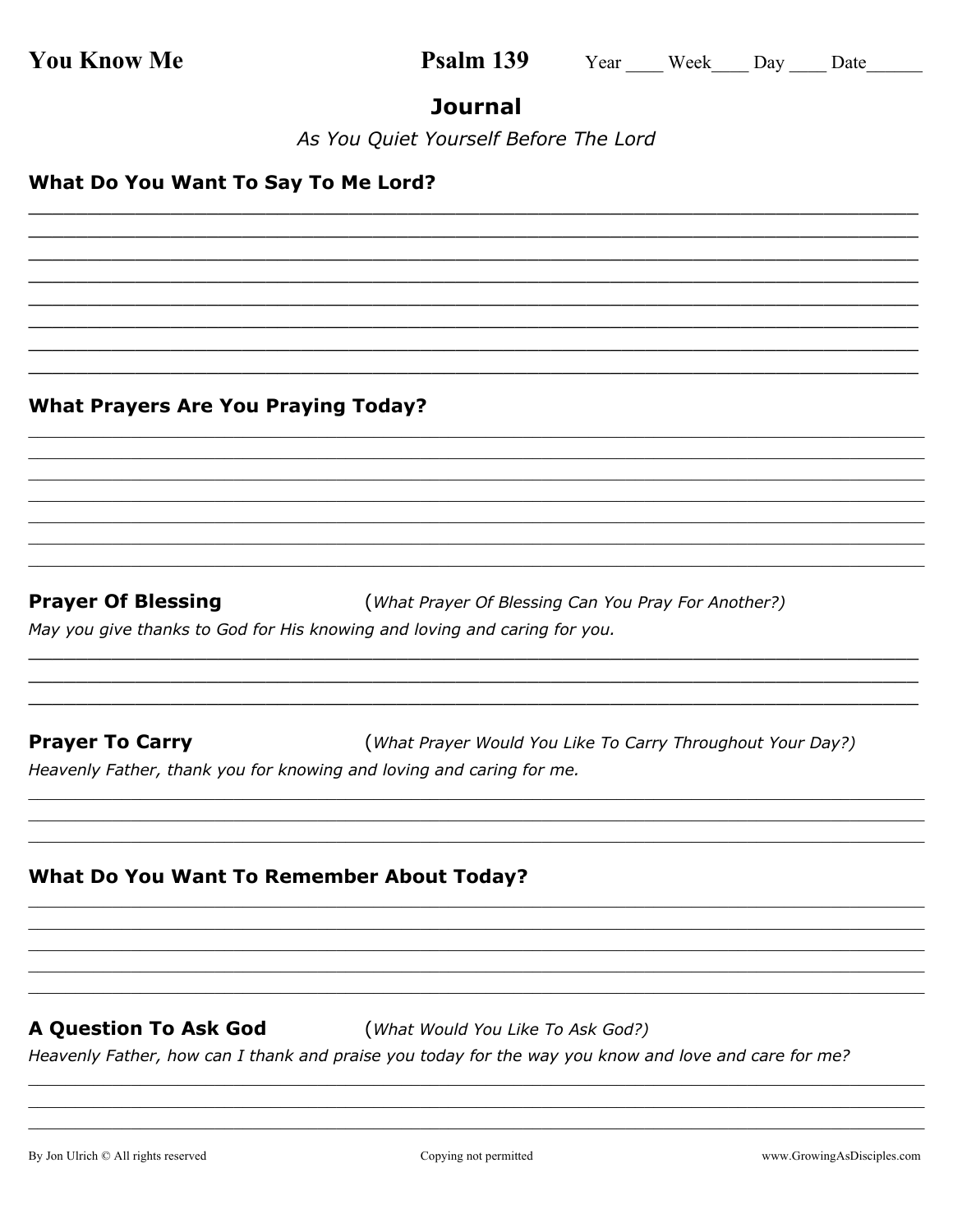**You Know Me** **Psalm 139** Year ____ Week____ Day ____ Date______

# Journal

*As You Quiet Yourself Before The Lord*

## What Do You Want To Say To Me Lord?

______________________________________________________________________________
______________________________________________________________________________
______________________________________________________________________________
______________________________________________________________________________
______________________________________________________________________________
______________________________________________________________________________
______________________________________________________________________________
______________________________________________________________________________

## What Prayers Are You Praying Today?

______________________________________________________________________________
______________________________________________________________________________
______________________________________________________________________________
______________________________________________________________________________
______________________________________________________________________________
______________________________________________________________________________
______________________________________________________________________________

## Prayer Of Blessing

(*What Prayer Of Blessing Can You Pray For Another?)*

*May you give thanks to God for His knowing and loving and caring for you.*

______________________________________________________________________________
______________________________________________________________________________
______________________________________________________________________________

## Prayer To Carry

(*What Prayer Would You Like To Carry Throughout Your Day?)*

*Heavenly Father, thank you for knowing and loving and caring for me.*

______________________________________________________________________________
______________________________________________________________________________
______________________________________________________________________________

## What Do You Want To Remember About Today?

______________________________________________________________________________
______________________________________________________________________________
______________________________________________________________________________
______________________________________________________________________________
______________________________________________________________________________

## A Question To Ask God

(*What Would You Like To Ask God?)*

*Heavenly Father, how can I thank and praise you today for the way you know and love and care for me?*

______________________________________________________________________________
______________________________________________________________________________
______________________________________________________________________________

By Jon Ulrich © All rights reserved Copying not permitted www.GrowingAsDisciples.com